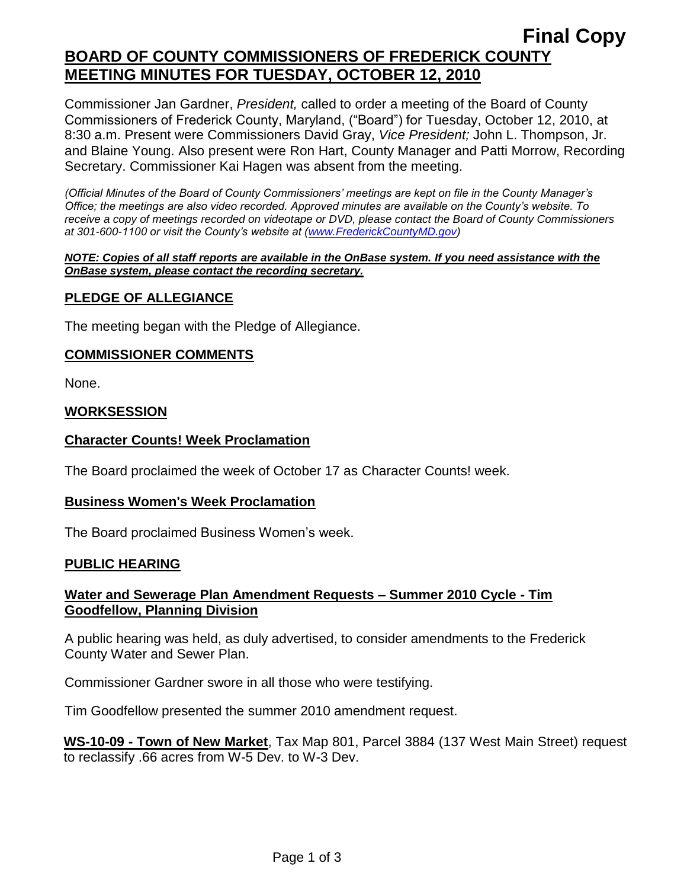**Final Copy**

# BOARD OF COUNTY COMMISSIONERS OF FREDERICK COUNTY MEETING MINUTES FOR TUESDAY, OCTOBER 12, 2010

Commissioner Jan Gardner, *President,* called to order a meeting of the Board of County Commissioners of Frederick County, Maryland, ("Board") for Tuesday, October 12, 2010, at 8:30 a.m. Present were Commissioners David Gray, *Vice President;* John L. Thompson, Jr. and Blaine Young. Also present were Ron Hart, County Manager and Patti Morrow, Recording Secretary. Commissioner Kai Hagen was absent from the meeting.

*(Official Minutes of the Board of County Commissioners' meetings are kept on file in the County Manager's Office; the meetings are also video recorded. Approved minutes are available on the County's website. To receive a copy of meetings recorded on videotape or DVD, please contact the Board of County Commissioners at 301-600-1100 or visit the County's website at (www.FrederickCountyMD.gov))*

***NOTE: Copies of all staff reports are available in the OnBase system. If you need assistance with the OnBase system, please contact the recording secretary.***

## PLEDGE OF ALLEGIANCE

The meeting began with the Pledge of Allegiance.

## COMMISSIONER COMMENTS

None.

## WORKSESSION

### Character Counts! Week Proclamation

The Board proclaimed the week of October 17 as Character Counts! week.

### Business Women's Week Proclamation

The Board proclaimed Business Women's week.

## PUBLIC HEARING

### Water and Sewerage Plan Amendment Requests – Summer 2010 Cycle - Tim Goodfellow, Planning Division

A public hearing was held, as duly advertised, to consider amendments to the Frederick County Water and Sewer Plan.

Commissioner Gardner swore in all those who were testifying.

Tim Goodfellow presented the summer 2010 amendment request.

**WS-10-09 - Town of New Market**, Tax Map 801, Parcel 3884 (137 West Main Street) request to reclassify .66 acres from W-5 Dev. to W-3 Dev.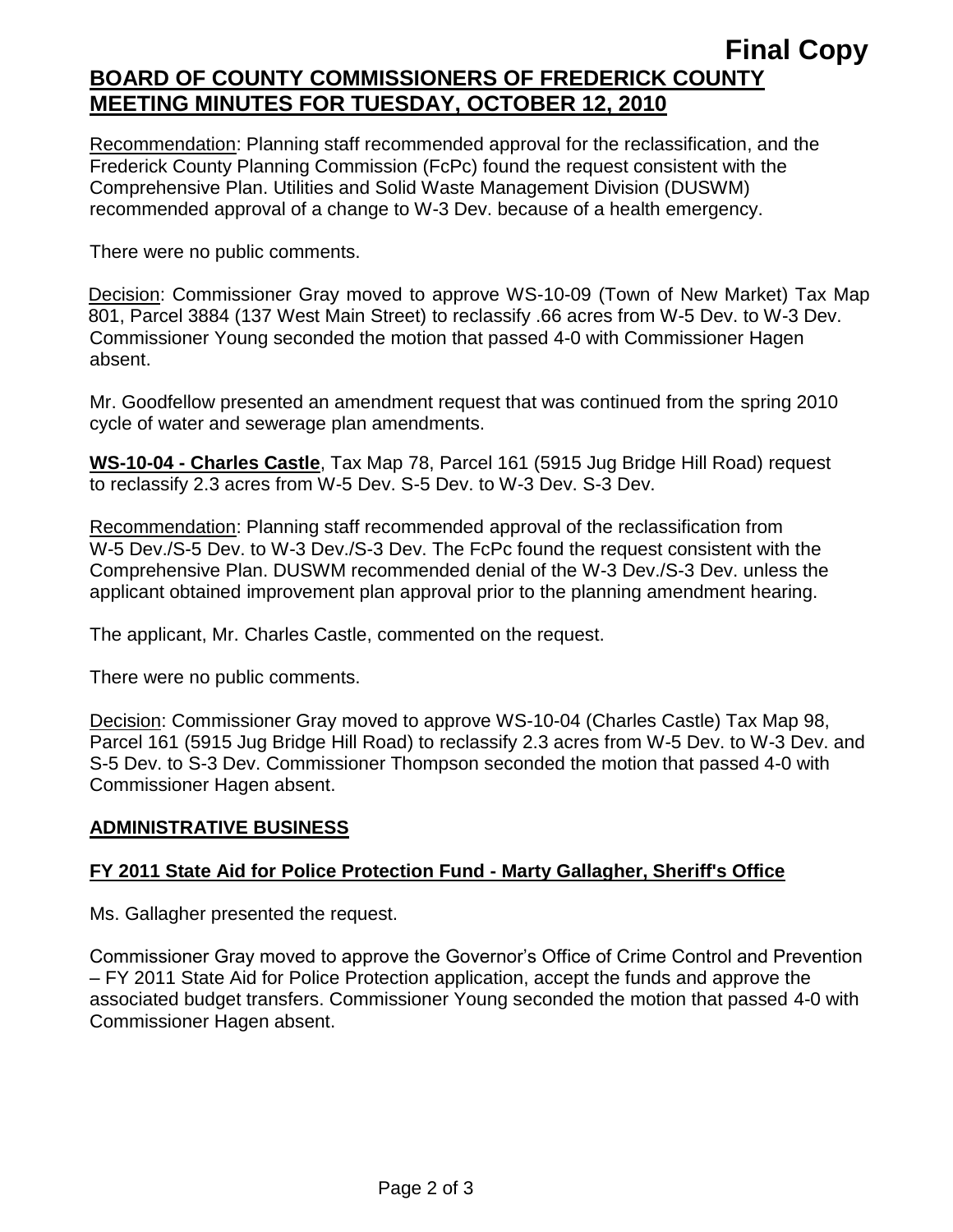Recommendation: Planning staff recommended approval for the reclassification, and the Frederick County Planning Commission (FcPc) found the request consistent with the Comprehensive Plan. Utilities and Solid Waste Management Division (DUSWM) recommended approval of a change to W-3 Dev. because of a health emergency.

There were no public comments.

Decision: Commissioner Gray moved to approve WS-10-09 (Town of New Market) Tax Map 801, Parcel 3884 (137 West Main Street) to reclassify .66 acres from W-5 Dev. to W-3 Dev. Commissioner Young seconded the motion that passed 4-0 with Commissioner Hagen absent.

Mr. Goodfellow presented an amendment request that was continued from the spring 2010 cycle of water and sewerage plan amendments.

**WS-10-04 - Charles Castle**, Tax Map 78, Parcel 161 (5915 Jug Bridge Hill Road) request to reclassify 2.3 acres from W-5 Dev. S-5 Dev. to W-3 Dev. S-3 Dev.

Recommendation: Planning staff recommended approval of the reclassification from W-5 Dev./S-5 Dev. to W-3 Dev./S-3 Dev. The FcPc found the request consistent with the Comprehensive Plan. DUSWM recommended denial of the W-3 Dev./S-3 Dev. unless the applicant obtained improvement plan approval prior to the planning amendment hearing.

The applicant, Mr. Charles Castle, commented on the request.

There were no public comments.

Decision: Commissioner Gray moved to approve WS-10-04 (Charles Castle) Tax Map 98, Parcel 161 (5915 Jug Bridge Hill Road) to reclassify 2.3 acres from W-5 Dev. to W-3 Dev. and S-5 Dev. to S-3 Dev. Commissioner Thompson seconded the motion that passed 4-0 with Commissioner Hagen absent.

## ADMINISTRATIVE BUSINESS

### FY 2011 State Aid for Police Protection Fund - Marty Gallagher, Sheriff's Office

Ms. Gallagher presented the request.

Commissioner Gray moved to approve the Governor's Office of Crime Control and Prevention – FY 2011 State Aid for Police Protection application, accept the funds and approve the associated budget transfers. Commissioner Young seconded the motion that passed 4-0 with Commissioner Hagen absent.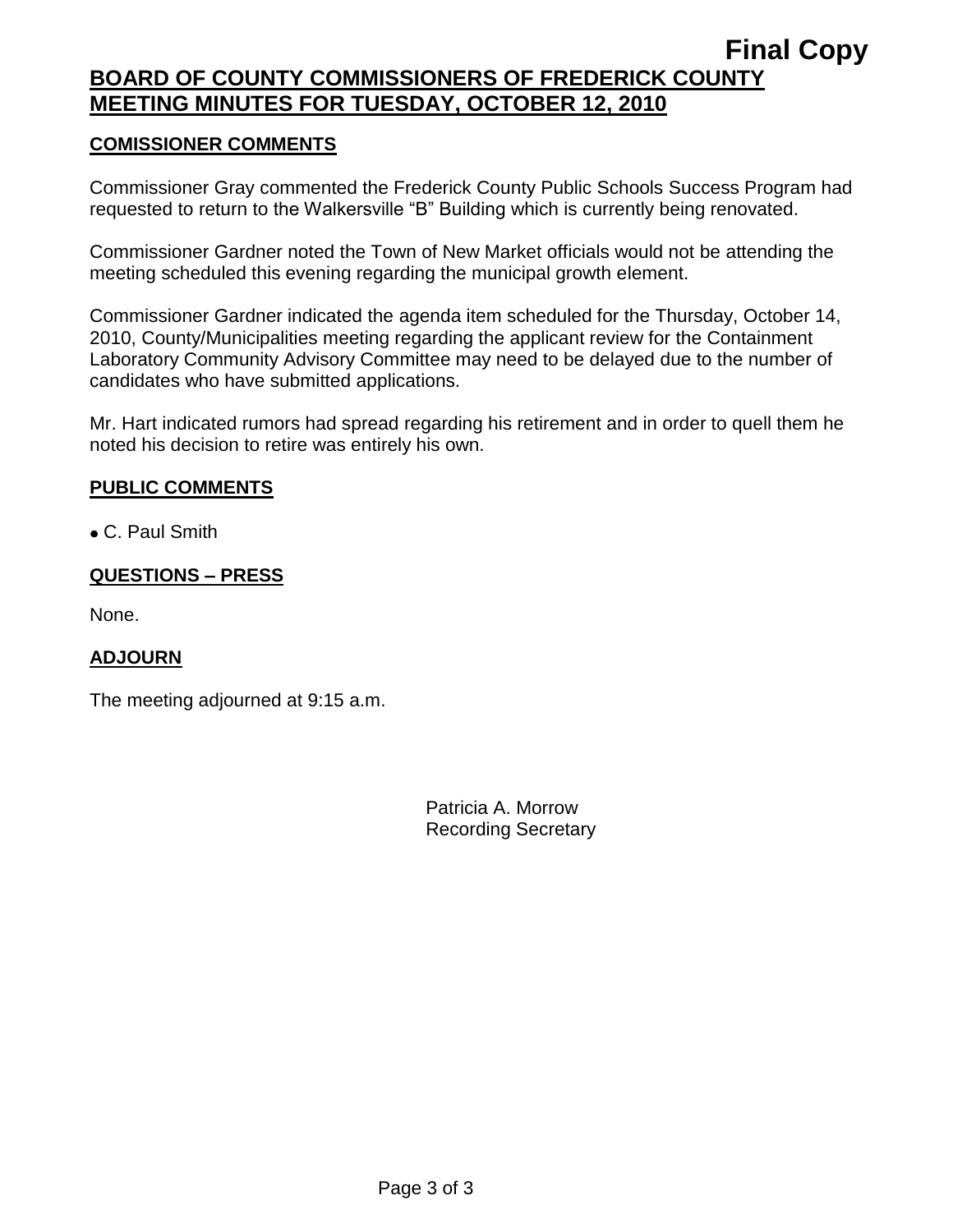**Final Copy**

## BOARD OF COUNTY COMMISSIONERS OF FREDERICK COUNTY MEETING MINUTES FOR TUESDAY, OCTOBER 12, 2010

### COMISSIONER COMMENTS

Commissioner Gray commented the Frederick County Public Schools Success Program had requested to return to the Walkersville "B" Building which is currently being renovated.

Commissioner Gardner noted the Town of New Market officials would not be attending the meeting scheduled this evening regarding the municipal growth element.

Commissioner Gardner indicated the agenda item scheduled for the Thursday, October 14, 2010, County/Municipalities meeting regarding the applicant review for the Containment Laboratory Community Advisory Committee may need to be delayed due to the number of candidates who have submitted applications.

Mr. Hart indicated rumors had spread regarding his retirement and in order to quell them he noted his decision to retire was entirely his own.

### PUBLIC COMMENTS

- C. Paul Smith

### QUESTIONS – PRESS

None.

### ADJOURN

The meeting adjourned at 9:15 a.m.

Patricia A. Morrow
Recording Secretary